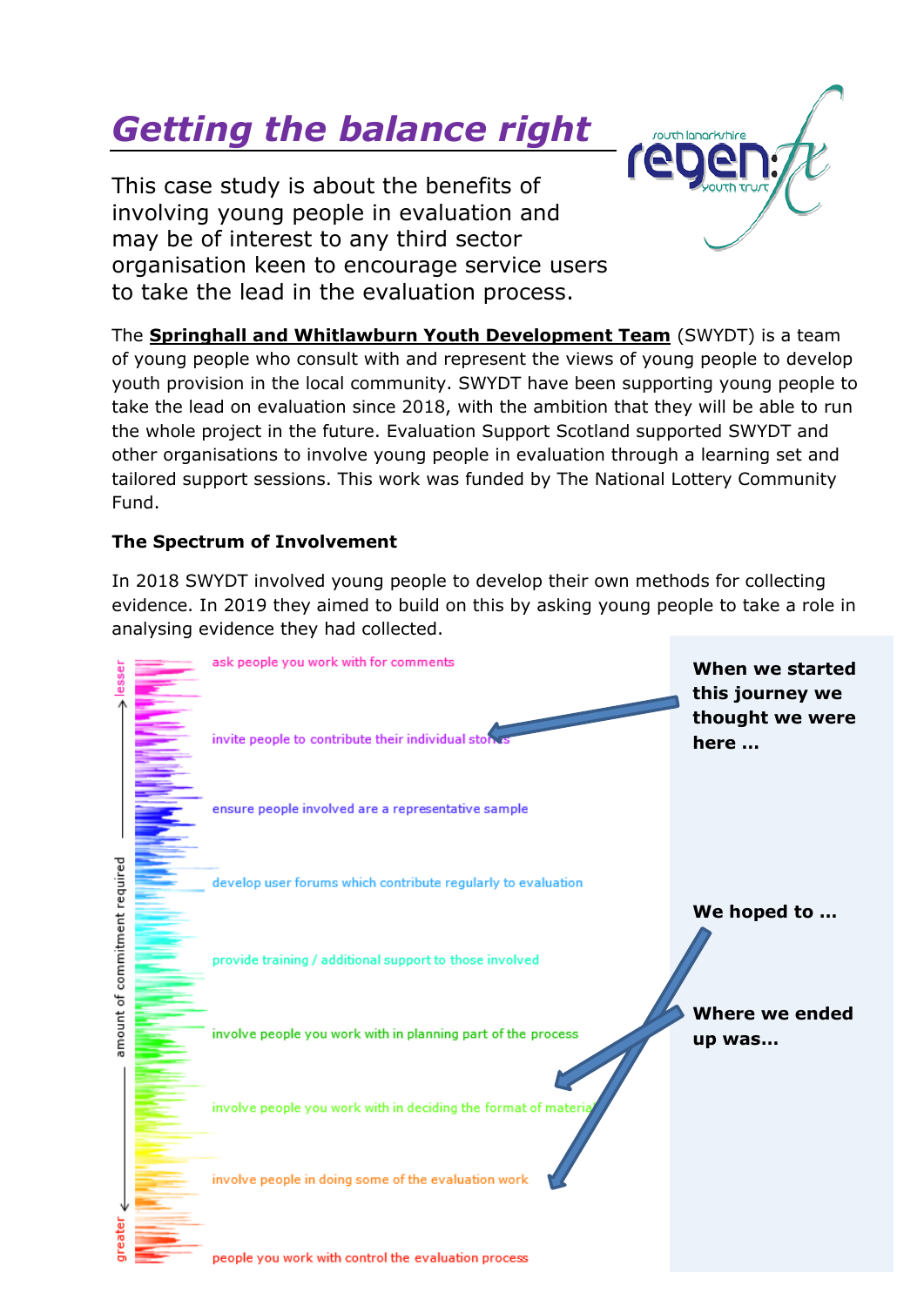# *Getting the balance right*

This case study is about the benefits of involving young people in evaluation and may be of interest to any third sector organisation keen to encourage service users to take the lead in the evaluation process.

The **Springhall and Whitlawburn Youth Development Team** (SWYDT) is a team of young people who consult with and represent the views of young people to develop youth provision in the local community. SWYDT have been supporting young people to take the lead on evaluation since 2018, with the ambition that they will be able to run the whole project in the future. Evaluation Support Scotland supported SWYDT and other organisations to involve young people in evaluation through a learning set and tailored support sessions. This work was funded by The National Lottery Community Fund.

**The Spectrum of Involvement**

In 2018 SWYDT involved young people to develop their own methods for collecting evidence. In 2019 they aimed to build on this by asking young people to take a role in analysing evidence they had collected.

amount of commitment required (lesser → greater)

- ask people you work with for comments
- invite people to contribute their individual stories ← **When we started this journey we thought we were here …**
- ensure people involved are a representative sample
- develop user forums which contribute regularly to evaluation
- provide training / additional support to those involved
- involve people you work with in planning part of the process
- involve people you work with in deciding the format of material ← **Where we ended up was…**
- involve people in doing some of the evaluation work ← **We hoped to …**
- people you work with control the evaluation process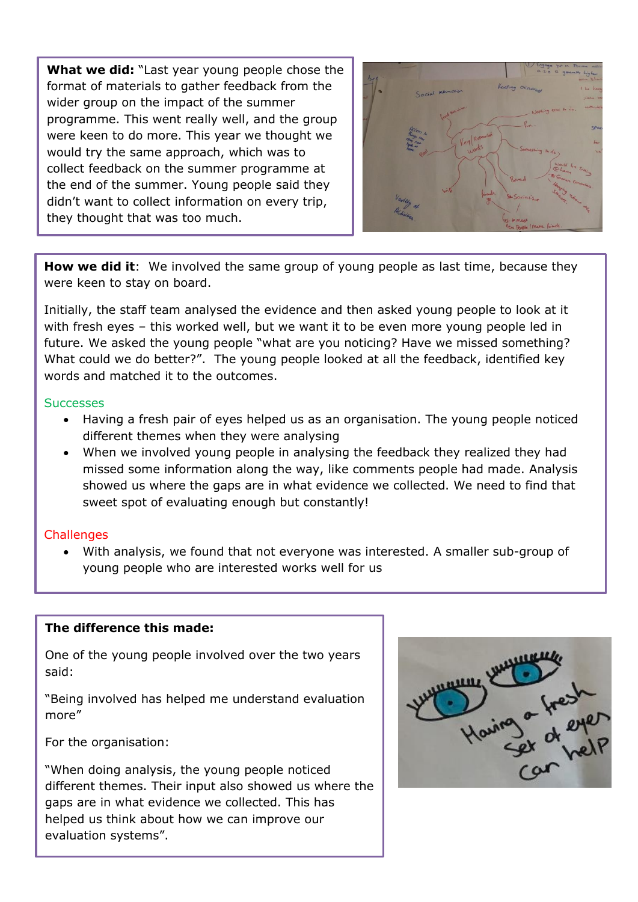**What we did:** "Last year young people chose the format of materials to gather feedback from the wider group on the impact of the summer programme. This went really well, and the group were keen to do more. This year we thought we would try the same approach, which was to collect feedback on the summer programme at the end of the summer. Young people said they didn't want to collect information on every trip, they thought that was too much.

**How we did it**: We involved the same group of young people as last time, because they were keen to stay on board.

Initially, the staff team analysed the evidence and then asked young people to look at it with fresh eyes – this worked well, but we want it to be even more young people led in future. We asked the young people "what are you noticing? Have we missed something? What could we do better?". The young people looked at all the feedback, identified key words and matched it to the outcomes.

Successes

- Having a fresh pair of eyes helped us as an organisation. The young people noticed different themes when they were analysing
- When we involved young people in analysing the feedback they realized they had missed some information along the way, like comments people had made. Analysis showed us where the gaps are in what evidence we collected. We need to find that sweet spot of evaluating enough but constantly!

Challenges

- With analysis, we found that not everyone was interested. A smaller sub-group of young people who are interested works well for us

**The difference this made:**

One of the young people involved over the two years said:

"Being involved has helped me understand evaluation more"

For the organisation:

"When doing analysis, the young people noticed different themes. Their input also showed us where the gaps are in what evidence we collected. This has helped us think about how we can improve our evaluation systems".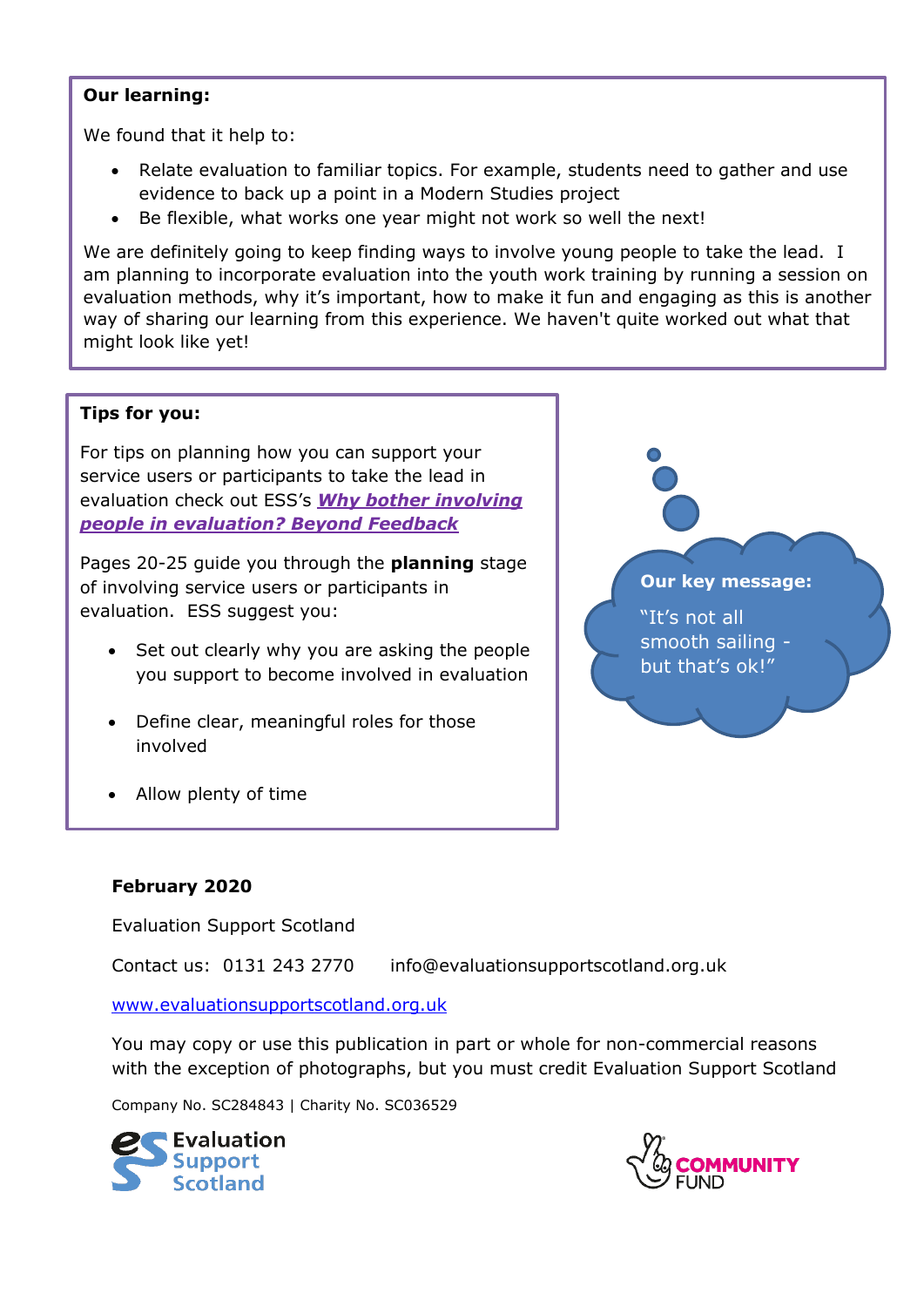**Our learning:**

We found that it help to:

- Relate evaluation to familiar topics. For example, students need to gather and use evidence to back up a point in a Modern Studies project
- Be flexible, what works one year might not work so well the next!

We are definitely going to keep finding ways to involve young people to take the lead. I am planning to incorporate evaluation into the youth work training by running a session on evaluation methods, why it's important, how to make it fun and engaging as this is another way of sharing our learning from this experience. We haven't quite worked out what that might look like yet!

**Tips for you:**

For tips on planning how you can support your service users or participants to take the lead in evaluation check out ESS's ***Why bother involving people in evaluation? Beyond Feedback***

Pages 20-25 guide you through the **planning** stage of involving service users or participants in evaluation. ESS suggest you:

- Set out clearly why you are asking the people you support to become involved in evaluation
- Define clear, meaningful roles for those involved
- Allow plenty of time

**Our key message:**

"It's not all smooth sailing - but that's ok!"

**February 2020**

Evaluation Support Scotland

Contact us: 0131 243 2770 info@evaluationsupportscotland.org.uk

www.evaluationsupportscotland.org.uk

You may copy or use this publication in part or whole for non-commercial reasons with the exception of photographs, but you must credit Evaluation Support Scotland

Company No. SC284843 | Charity No. SC036529

Evaluation Support Scotland

COMMUNITY FUND